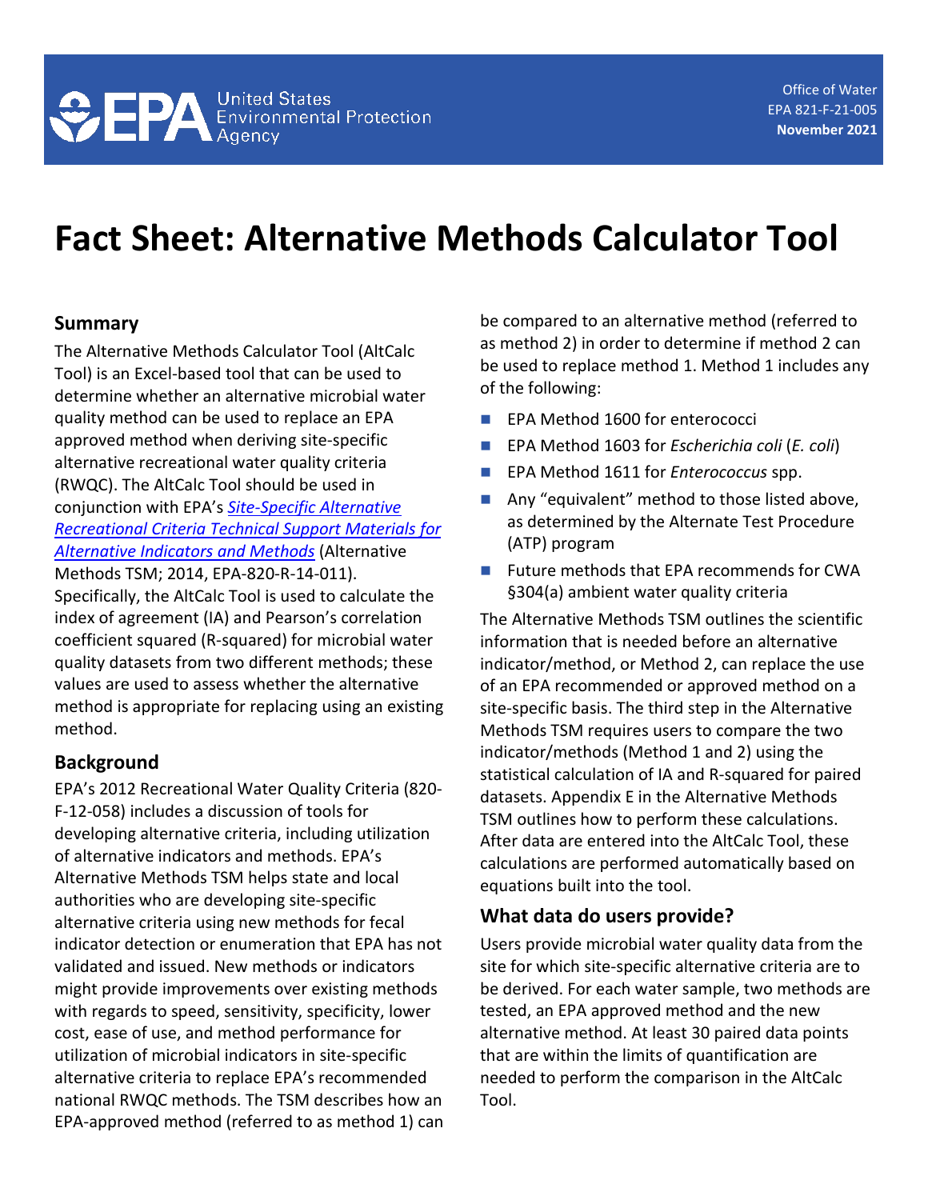Office of Water
EPA 821-F-21-005
**November 2021**

# Fact Sheet: Alternative Methods Calculator Tool

## Summary

The Alternative Methods Calculator Tool (AltCalc Tool) is an Excel-based tool that can be used to determine whether an alternative microbial water quality method can be used to replace an EPA approved method when deriving site-specific alternative recreational water quality criteria (RWQC). The AltCalc Tool should be used in conjunction with EPA's *Site-Specific Alternative Recreational Criteria Technical Support Materials for Alternative Indicators and Methods* (Alternative Methods TSM; 2014, EPA-820-R-14-011). Specifically, the AltCalc Tool is used to calculate the index of agreement (IA) and Pearson's correlation coefficient squared (R-squared) for microbial water quality datasets from two different methods; these values are used to assess whether the alternative method is appropriate for replacing using an existing method.

## Background

EPA's 2012 Recreational Water Quality Criteria (820-F-12-058) includes a discussion of tools for developing alternative criteria, including utilization of alternative indicators and methods. EPA's Alternative Methods TSM helps state and local authorities who are developing site-specific alternative criteria using new methods for fecal indicator detection or enumeration that EPA has not validated and issued. New methods or indicators might provide improvements over existing methods with regards to speed, sensitivity, specificity, lower cost, ease of use, and method performance for utilization of microbial indicators in site-specific alternative criteria to replace EPA's recommended national RWQC methods. The TSM describes how an EPA-approved method (referred to as method 1) can be compared to an alternative method (referred to as method 2) in order to determine if method 2 can be used to replace method 1. Method 1 includes any of the following:

- EPA Method 1600 for enterococci
- EPA Method 1603 for *Escherichia coli* (*E. coli*)
- EPA Method 1611 for *Enterococcus* spp.
- Any "equivalent" method to those listed above, as determined by the Alternate Test Procedure (ATP) program
- Future methods that EPA recommends for CWA §304(a) ambient water quality criteria

The Alternative Methods TSM outlines the scientific information that is needed before an alternative indicator/method, or Method 2, can replace the use of an EPA recommended or approved method on a site-specific basis. The third step in the Alternative Methods TSM requires users to compare the two indicator/methods (Method 1 and 2) using the statistical calculation of IA and R-squared for paired datasets. Appendix E in the Alternative Methods TSM outlines how to perform these calculations. After data are entered into the AltCalc Tool, these calculations are performed automatically based on equations built into the tool.

## What data do users provide?

Users provide microbial water quality data from the site for which site-specific alternative criteria are to be derived. For each water sample, two methods are tested, an EPA approved method and the new alternative method. At least 30 paired data points that are within the limits of quantification are needed to perform the comparison in the AltCalc Tool.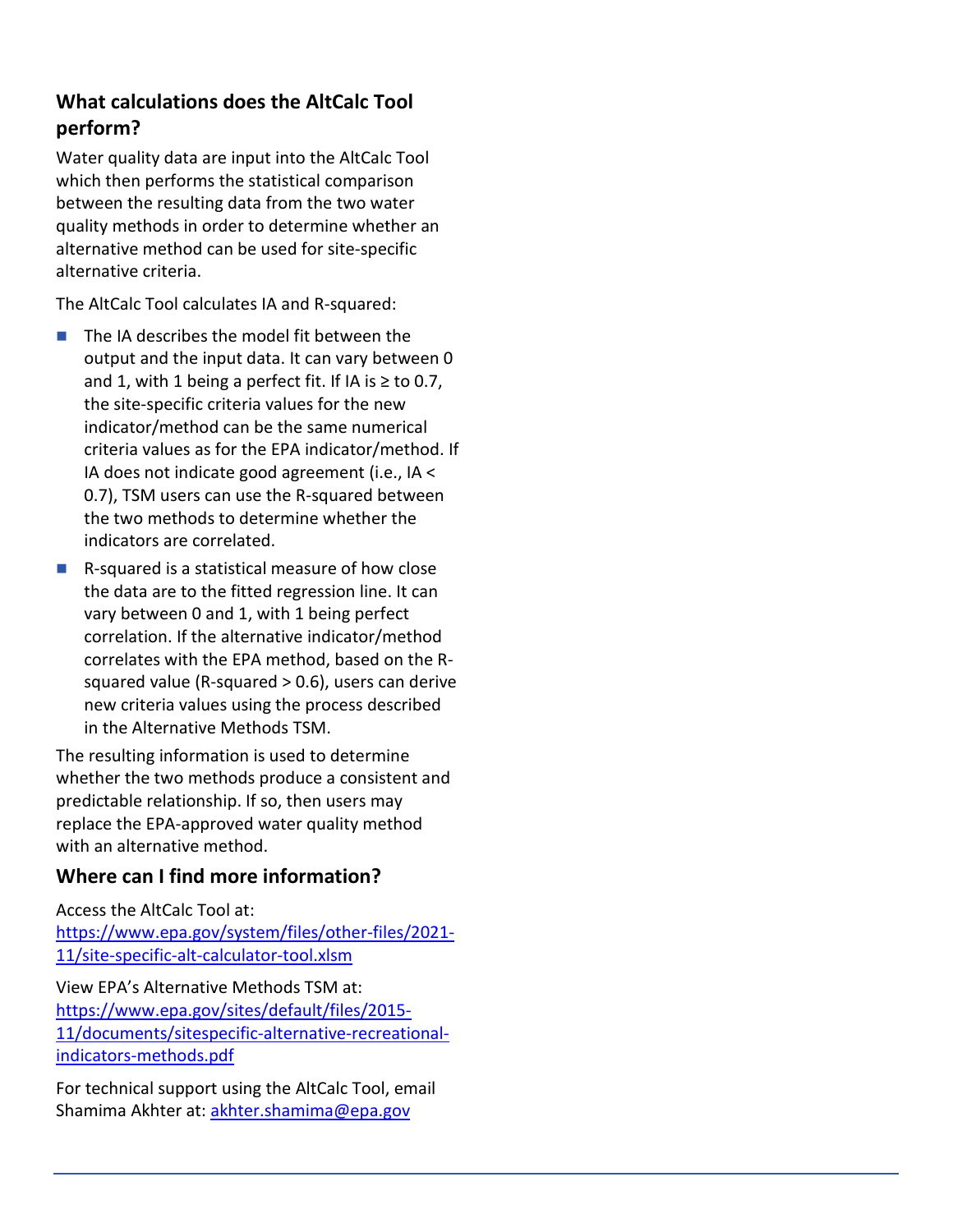## What calculations does the AltCalc Tool perform?

Water quality data are input into the AltCalc Tool which then performs the statistical comparison between the resulting data from the two water quality methods in order to determine whether an alternative method can be used for site-specific alternative criteria.

The AltCalc Tool calculates IA and R-squared:

- The IA describes the model fit between the output and the input data. It can vary between 0 and 1, with 1 being a perfect fit. If IA is ≥ to 0.7, the site-specific criteria values for the new indicator/method can be the same numerical criteria values as for the EPA indicator/method. If IA does not indicate good agreement (i.e., IA < 0.7), TSM users can use the R-squared between the two methods to determine whether the indicators are correlated.
- R-squared is a statistical measure of how close the data are to the fitted regression line. It can vary between 0 and 1, with 1 being perfect correlation. If the alternative indicator/method correlates with the EPA method, based on the R-squared value (R-squared > 0.6), users can derive new criteria values using the process described in the Alternative Methods TSM.

The resulting information is used to determine whether the two methods produce a consistent and predictable relationship. If so, then users may replace the EPA-approved water quality method with an alternative method.

## Where can I find more information?

Access the AltCalc Tool at: https://www.epa.gov/system/files/other-files/2021-11/site-specific-alt-calculator-tool.xlsm

View EPA's Alternative Methods TSM at: https://www.epa.gov/sites/default/files/2015-11/documents/sitespecific-alternative-recreational-indicators-methods.pdf

For technical support using the AltCalc Tool, email Shamima Akhter at: akhter.shamima@epa.gov